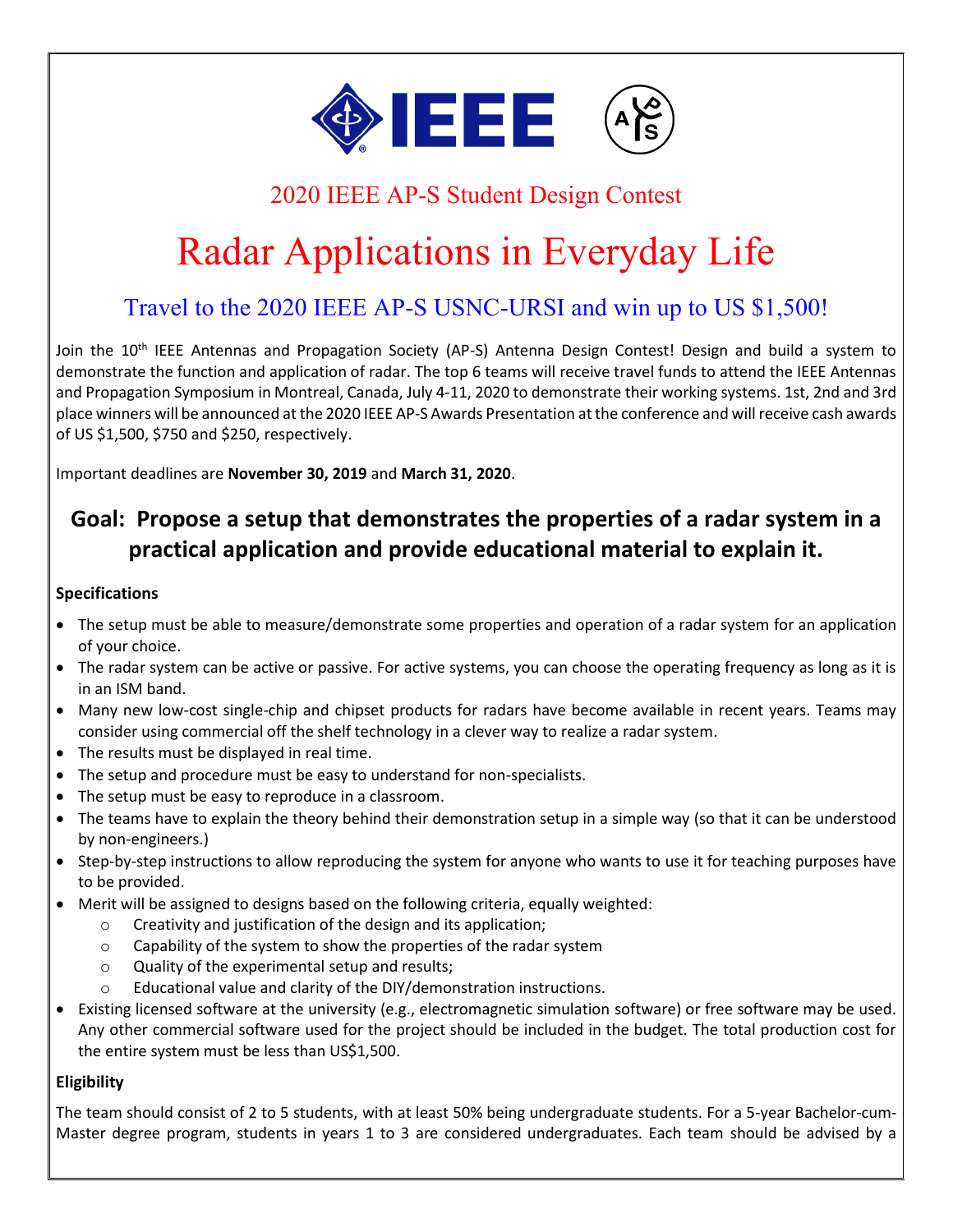2020 IEEE AP-S Student Design Contest

# Radar Applications in Everyday Life

## Travel to the 2020 IEEE AP-S USNC-URSI and win up to US $1,500!

Join the 10th IEEE Antennas and Propagation Society (AP-S) Antenna Design Contest! Design and build a system to demonstrate the function and application of radar. The top 6 teams will receive travel funds to attend the IEEE Antennas and Propagation Symposium in Montreal, Canada, July 4-11, 2020 to demonstrate their working systems. 1st, 2nd and 3rd place winners will be announced at the 2020 IEEE AP-S Awards Presentation at the conference and will receive cash awards of US $1,500, $750 and $250, respectively.

Important deadlines are **November 30, 2019** and **March 31, 2020**.

## Goal: Propose a setup that demonstrates the properties of a radar system in a practical application and provide educational material to explain it.

### Specifications

- The setup must be able to measure/demonstrate some properties and operation of a radar system for an application of your choice.
- The radar system can be active or passive. For active systems, you can choose the operating frequency as long as it is in an ISM band.
- Many new low-cost single-chip and chipset products for radars have become available in recent years. Teams may consider using commercial off the shelf technology in a clever way to realize a radar system.
- The results must be displayed in real time.
- The setup and procedure must be easy to understand for non-specialists.
- The setup must be easy to reproduce in a classroom.
- The teams have to explain the theory behind their demonstration setup in a simple way (so that it can be understood by non-engineers.)
- Step-by-step instructions to allow reproducing the system for anyone who wants to use it for teaching purposes have to be provided.
- Merit will be assigned to designs based on the following criteria, equally weighted:
  - Creativity and justification of the design and its application;
  - Capability of the system to show the properties of the radar system
  - Quality of the experimental setup and results;
  - Educational value and clarity of the DIY/demonstration instructions.
- Existing licensed software at the university (e.g., electromagnetic simulation software) or free software may be used. Any other commercial software used for the project should be included in the budget. The total production cost for the entire system must be less than US$1,500.

### Eligibility

The team should consist of 2 to 5 students, with at least 50% being undergraduate students. For a 5-year Bachelor-cum-Master degree program, students in years 1 to 3 are considered undergraduates. Each team should be advised by a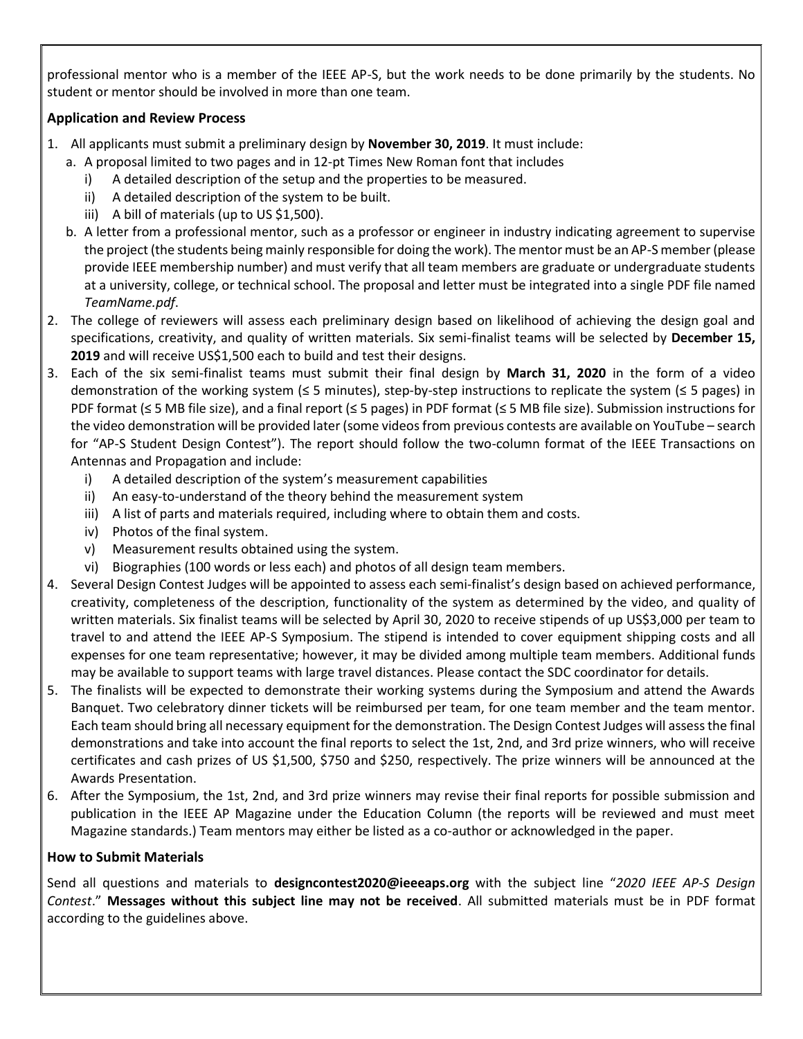professional mentor who is a member of the IEEE AP-S, but the work needs to be done primarily by the students. No student or mentor should be involved in more than one team.

**Application and Review Process**

1. All applicants must submit a preliminary design by **November 30, 2019**. It must include:
   a. A proposal limited to two pages and in 12-pt Times New Roman font that includes
      i) A detailed description of the setup and the properties to be measured.
      ii) A detailed description of the system to be built.
      iii) A bill of materials (up to US $1,500).
   b. A letter from a professional mentor, such as a professor or engineer in industry indicating agreement to supervise the project (the students being mainly responsible for doing the work). The mentor must be an AP-S member (please provide IEEE membership number) and must verify that all team members are graduate or undergraduate students at a university, college, or technical school. The proposal and letter must be integrated into a single PDF file named *TeamName.pdf*.
2. The college of reviewers will assess each preliminary design based on likelihood of achieving the design goal and specifications, creativity, and quality of written materials. Six semi-finalist teams will be selected by **December 15, 2019** and will receive US$1,500 each to build and test their designs.
3. Each of the six semi-finalist teams must submit their final design by **March 31, 2020** in the form of a video demonstration of the working system (≤ 5 minutes), step-by-step instructions to replicate the system (≤ 5 pages) in PDF format (≤ 5 MB file size), and a final report (≤ 5 pages) in PDF format (≤ 5 MB file size). Submission instructions for the video demonstration will be provided later (some videos from previous contests are available on YouTube – search for "AP-S Student Design Contest"). The report should follow the two-column format of the IEEE Transactions on Antennas and Propagation and include:
   i) A detailed description of the system's measurement capabilities
   ii) An easy-to-understand of the theory behind the measurement system
   iii) A list of parts and materials required, including where to obtain them and costs.
   iv) Photos of the final system.
   v) Measurement results obtained using the system.
   vi) Biographies (100 words or less each) and photos of all design team members.
4. Several Design Contest Judges will be appointed to assess each semi-finalist's design based on achieved performance, creativity, completeness of the description, functionality of the system as determined by the video, and quality of written materials. Six finalist teams will be selected by April 30, 2020 to receive stipends of up US$3,000 per team to travel to and attend the IEEE AP-S Symposium. The stipend is intended to cover equipment shipping costs and all expenses for one team representative; however, it may be divided among multiple team members. Additional funds may be available to support teams with large travel distances. Please contact the SDC coordinator for details.
5. The finalists will be expected to demonstrate their working systems during the Symposium and attend the Awards Banquet. Two celebratory dinner tickets will be reimbursed per team, for one team member and the team mentor. Each team should bring all necessary equipment for the demonstration. The Design Contest Judges will assess the final demonstrations and take into account the final reports to select the 1st, 2nd, and 3rd prize winners, who will receive certificates and cash prizes of US $1,500, $750 and $250, respectively. The prize winners will be announced at the Awards Presentation.
6. After the Symposium, the 1st, 2nd, and 3rd prize winners may revise their final reports for possible submission and publication in the IEEE AP Magazine under the Education Column (the reports will be reviewed and must meet Magazine standards.) Team mentors may either be listed as a co-author or acknowledged in the paper.

**How to Submit Materials**

Send all questions and materials to **designcontest2020@ieeeaps.org** with the subject line "*2020 IEEE AP-S Design Contest*." **Messages without this subject line may not be received**. All submitted materials must be in PDF format according to the guidelines above.